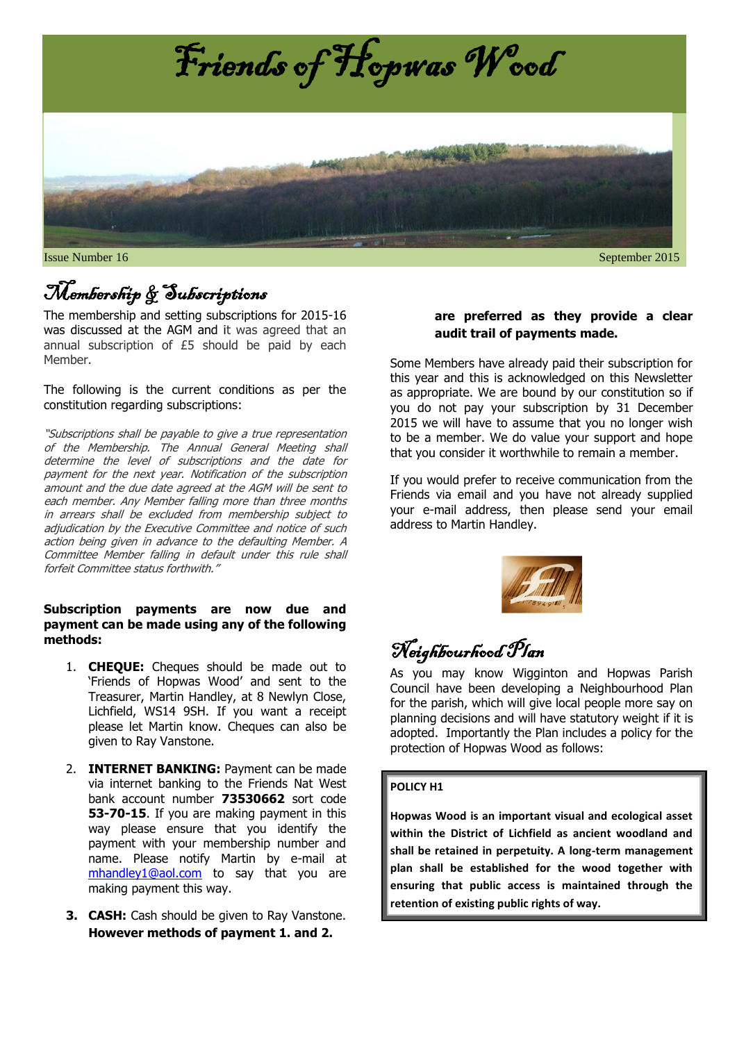# Friends of Hopwas Wood

Issue Number 16 September 2015

## Membership & Subscriptions

The membership and setting subscriptions for 2015-16 was discussed at the AGM and it was agreed that an annual subscription of £5 should be paid by each Member.

The following is the current conditions as per the constitution regarding subscriptions:

*"Subscriptions shall be payable to give a true representation of the Membership. The Annual General Meeting shall determine the level of subscriptions and the date for payment for the next year. Notification of the subscription amount and the due date agreed at the AGM will be sent to each member. Any Member falling more than three months in arrears shall be excluded from membership subject to adjudication by the Executive Committee and notice of such action being given in advance to the defaulting Member. A Committee Member falling in default under this rule shall forfeit Committee status forthwith."*

**Subscription payments are now due and payment can be made using any of the following methods:**

1. **CHEQUE:** Cheques should be made out to 'Friends of Hopwas Wood' and sent to the Treasurer, Martin Handley, at 8 Newlyn Close, Lichfield, WS14 9SH. If you want a receipt please let Martin know. Cheques can also be given to Ray Vanstone.
2. **INTERNET BANKING:** Payment can be made via internet banking to the Friends Nat West bank account number **73530662** sort code **53-70-15**. If you are making payment in this way please ensure that you identify the payment with your membership number and name. Please notify Martin by e-mail at mhandley1@aol.com to say that you are making payment this way.
3. **CASH:** Cash should be given to Ray Vanstone. **However methods of payment 1. and 2. are preferred as they provide a clear audit trail of payments made.**

Some Members have already paid their subscription for this year and this is acknowledged on this Newsletter as appropriate. We are bound by our constitution so if you do not pay your subscription by 31 December 2015 we will have to assume that you no longer wish to be a member. We do value your support and hope that you consider it worthwhile to remain a member.

If you would prefer to receive communication from the Friends via email and you have not already supplied your e-mail address, then please send your email address to Martin Handley.

## Neighbourhood Plan

As you may know Wigginton and Hopwas Parish Council have been developing a Neighbourhood Plan for the parish, which will give local people more say on planning decisions and will have statutory weight if it is adopted. Importantly the Plan includes a policy for the protection of Hopwas Wood as follows:

> **POLICY H1**
>
> **Hopwas Wood is an important visual and ecological asset within the District of Lichfield as ancient woodland and shall be retained in perpetuity. A long-term management plan shall be established for the wood together with ensuring that public access is maintained through the retention of existing public rights of way.**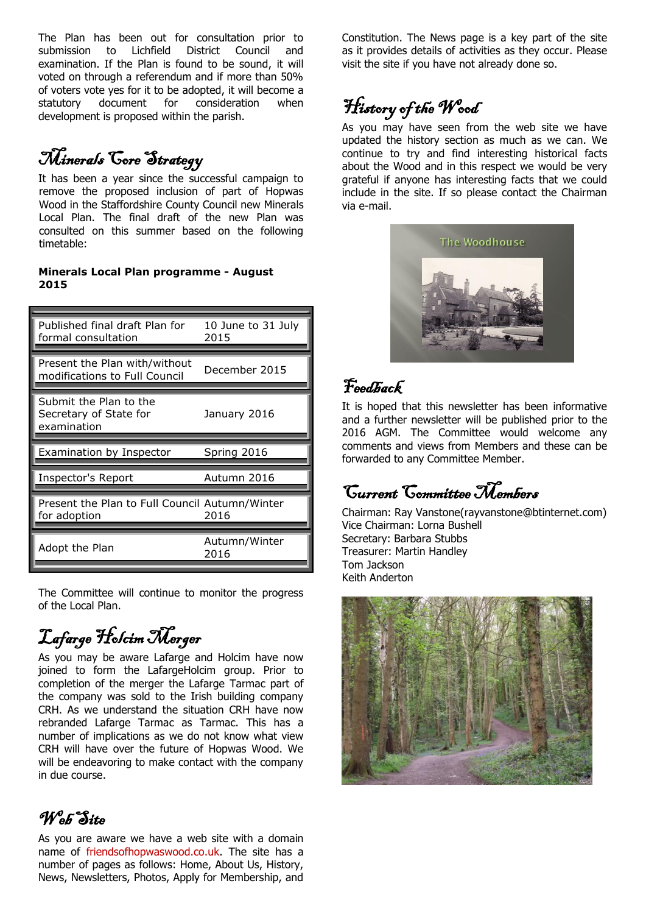The Plan has been out for consultation prior to submission to Lichfield District Council and examination. If the Plan is found to be sound, it will voted on through a referendum and if more than 50% of voters vote yes for it to be adopted, it will become a statutory document for consideration when development is proposed within the parish.

## Minerals Core Strategy

It has been a year since the successful campaign to remove the proposed inclusion of part of Hopwas Wood in the Staffordshire County Council new Minerals Local Plan. The final draft of the new Plan was consulted on this summer based on the following timetable:

**Minerals Local Plan programme - August 2015**

| | |
|---|---|
| Published final draft Plan for formal consultation | 10 June to 31 July 2015 |
| Present the Plan with/without modifications to Full Council | December 2015 |
| Submit the Plan to the Secretary of State for examination | January 2016 |
| Examination by Inspector | Spring 2016 |
| Inspector's Report | Autumn 2016 |
| Present the Plan to Full Council for adoption | Autumn/Winter 2016 |
| Adopt the Plan | Autumn/Winter 2016 |

The Committee will continue to monitor the progress of the Local Plan.

## Lafarge Holcim Merger

As you may be aware Lafarge and Holcim have now joined to form the LafargeHolcim group. Prior to completion of the merger the Lafarge Tarmac part of the company was sold to the Irish building company CRH. As we understand the situation CRH have now rebranded Lafarge Tarmac as Tarmac. This has a number of implications as we do not know what view CRH will have over the future of Hopwas Wood. We will be endeavoring to make contact with the company in due course.

## Web Site

As you are aware we have a web site with a domain name of friendsofhopwaswood.co.uk. The site has a number of pages as follows: Home, About Us, History, News, Newsletters, Photos, Apply for Membership, and Constitution. The News page is a key part of the site as it provides details of activities as they occur. Please visit the site if you have not already done so.

## History of the Wood

As you may have seen from the web site we have updated the history section as much as we can. We continue to try and find interesting historical facts about the Wood and in this respect we would be very grateful if anyone has interesting facts that we could include in the site. If so please contact the Chairman via e-mail.

The Woodhouse

## Feedback

It is hoped that this newsletter has been informative and a further newsletter will be published prior to the 2016 AGM. The Committee would welcome any comments and views from Members and these can be forwarded to any Committee Member.

## Current Committee Members

Chairman: Ray Vanstone(rayvanstone@btinternet.com)
Vice Chairman: Lorna Bushell
Secretary: Barbara Stubbs
Treasurer: Martin Handley
Tom Jackson
Keith Anderton